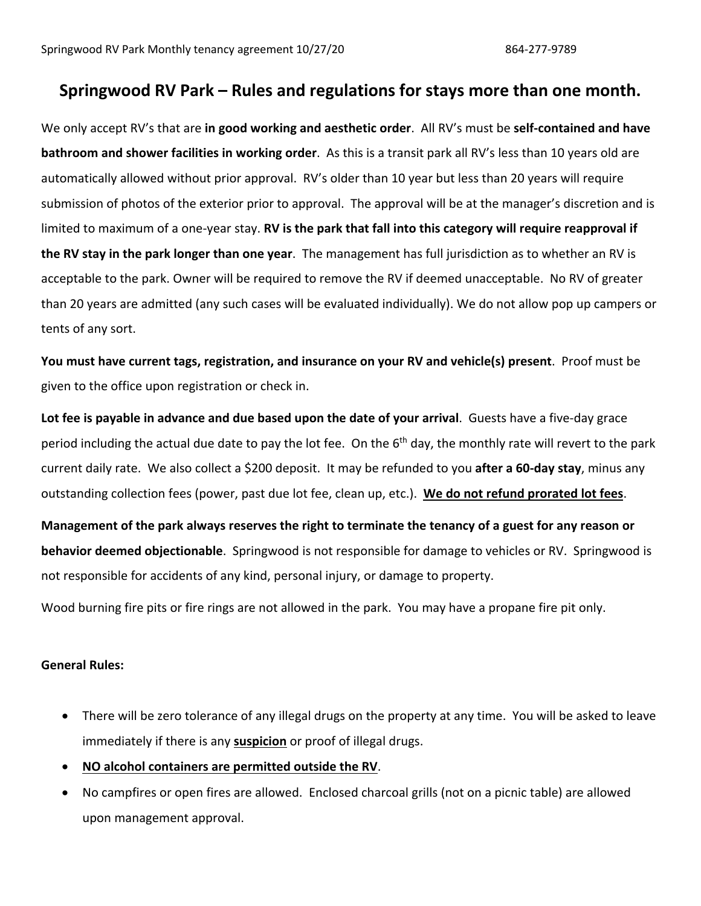# Springwood RV Park – Rules and regulations for stays more than one month.

We only accept RV's that are **in good working and aesthetic order**. All RV's must be **self-contained and have bathroom and shower facilities in working order**. As this is a transit park all RV's less than 10 years old are automatically allowed without prior approval. RV's older than 10 year but less than 20 years will require submission of photos of the exterior prior to approval. The approval will be at the manager's discretion and is limited to maximum of a one-year stay. **RV is the park that fall into this category will require reapproval if the RV stay in the park longer than one year**. The management has full jurisdiction as to whether an RV is acceptable to the park. Owner will be required to remove the RV if deemed unacceptable. No RV of greater than 20 years are admitted (any such cases will be evaluated individually). We do not allow pop up campers or tents of any sort.

**You must have current tags, registration, and insurance on your RV and vehicle(s) present**. Proof must be given to the office upon registration or check in.

**Lot fee is payable in advance and due based upon the date of your arrival**. Guests have a five-day grace period including the actual due date to pay the lot fee. On the 6th day, the monthly rate will revert to the park current daily rate. We also collect a $200 deposit. It may be refunded to you **after a 60-day stay**, minus any outstanding collection fees (power, past due lot fee, clean up, etc.). **<u>We do not refund prorated lot fees</u>**.

**Management of the park always reserves the right to terminate the tenancy of a guest for any reason or behavior deemed objectionable**. Springwood is not responsible for damage to vehicles or RV. Springwood is not responsible for accidents of any kind, personal injury, or damage to property.

Wood burning fire pits or fire rings are not allowed in the park. You may have a propane fire pit only.

**General Rules:**

- There will be zero tolerance of any illegal drugs on the property at any time. You will be asked to leave immediately if there is any **<u>suspicion</u>** or proof of illegal drugs.
- **<u>NO alcohol containers are permitted outside the RV</u>**.
- No campfires or open fires are allowed. Enclosed charcoal grills (not on a picnic table) are allowed upon management approval.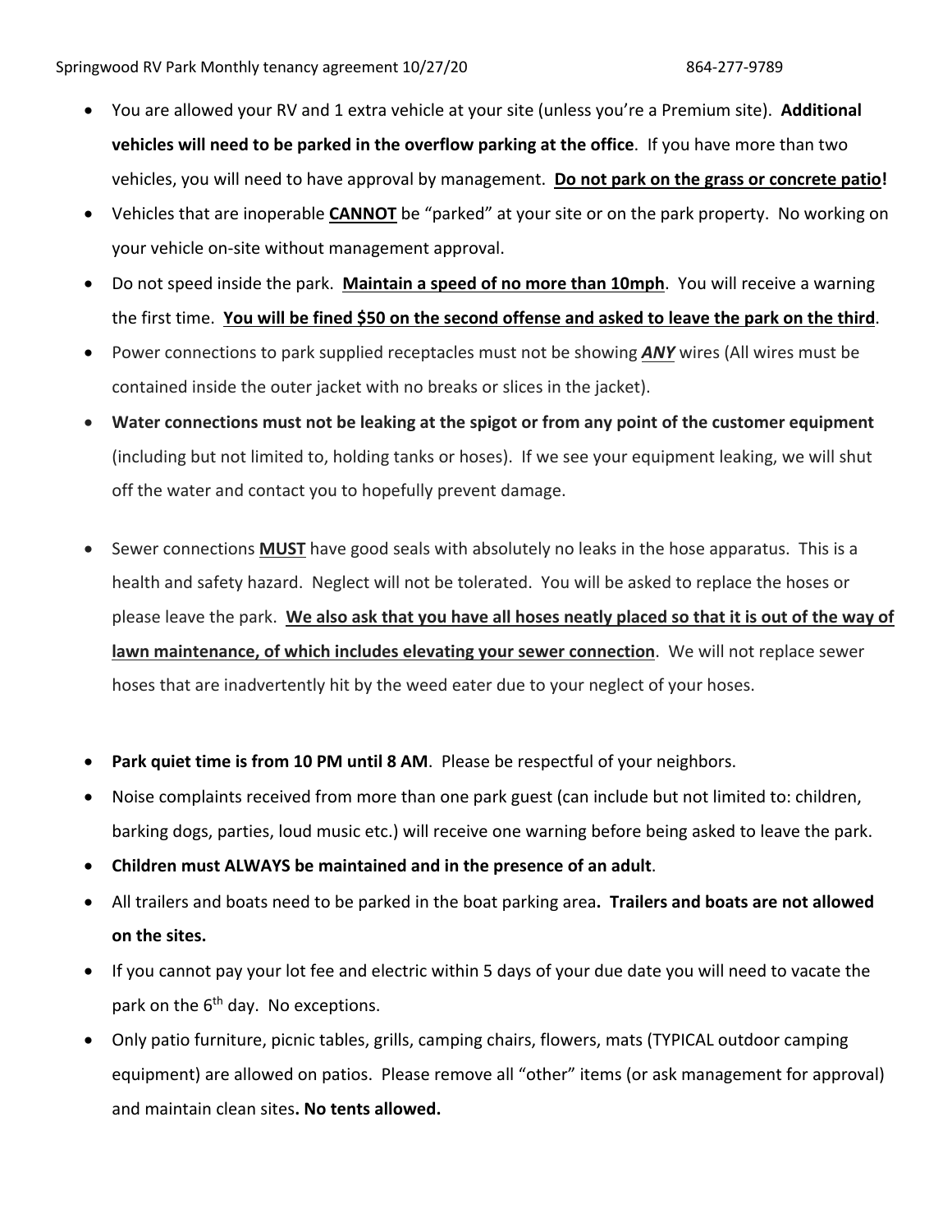- You are allowed your RV and 1 extra vehicle at your site (unless you're a Premium site). **Additional vehicles will need to be parked in the overflow parking at the office**. If you have more than two vehicles, you will need to have approval by management. **<u>Do not park on the grass or concrete patio</u>!**
- Vehicles that are inoperable **<u>CANNOT</u>** be "parked" at your site or on the park property. No working on your vehicle on-site without management approval.
- Do not speed inside the park. **<u>Maintain a speed of no more than 10mph</u>**. You will receive a warning the first time. **<u>You will be fined $50 on the second offense and asked to leave the park on the third</u>**.
- Power connections to park supplied receptacles must not be showing ***<u>ANY</u>*** wires (All wires must be contained inside the outer jacket with no breaks or slices in the jacket).
- **Water connections must not be leaking at the spigot or from any point of the customer equipment** (including but not limited to, holding tanks or hoses). If we see your equipment leaking, we will shut off the water and contact you to hopefully prevent damage.
- Sewer connections **<u>MUST</u>** have good seals with absolutely no leaks in the hose apparatus. This is a health and safety hazard. Neglect will not be tolerated. You will be asked to replace the hoses or please leave the park. **<u>We also ask that you have all hoses neatly placed so that it is out of the way of lawn maintenance, of which includes elevating your sewer connection</u>**. We will not replace sewer hoses that are inadvertently hit by the weed eater due to your neglect of your hoses.
- **Park quiet time is from 10 PM until 8 AM**. Please be respectful of your neighbors.
- Noise complaints received from more than one park guest (can include but not limited to: children, barking dogs, parties, loud music etc.) will receive one warning before being asked to leave the park.
- **Children must ALWAYS be maintained and in the presence of an adult**.
- All trailers and boats need to be parked in the boat parking area**. Trailers and boats are not allowed on the sites.**
- If you cannot pay your lot fee and electric within 5 days of your due date you will need to vacate the park on the 6th day. No exceptions.
- Only patio furniture, picnic tables, grills, camping chairs, flowers, mats (TYPICAL outdoor camping equipment) are allowed on patios. Please remove all "other" items (or ask management for approval) and maintain clean sites**. No tents allowed.**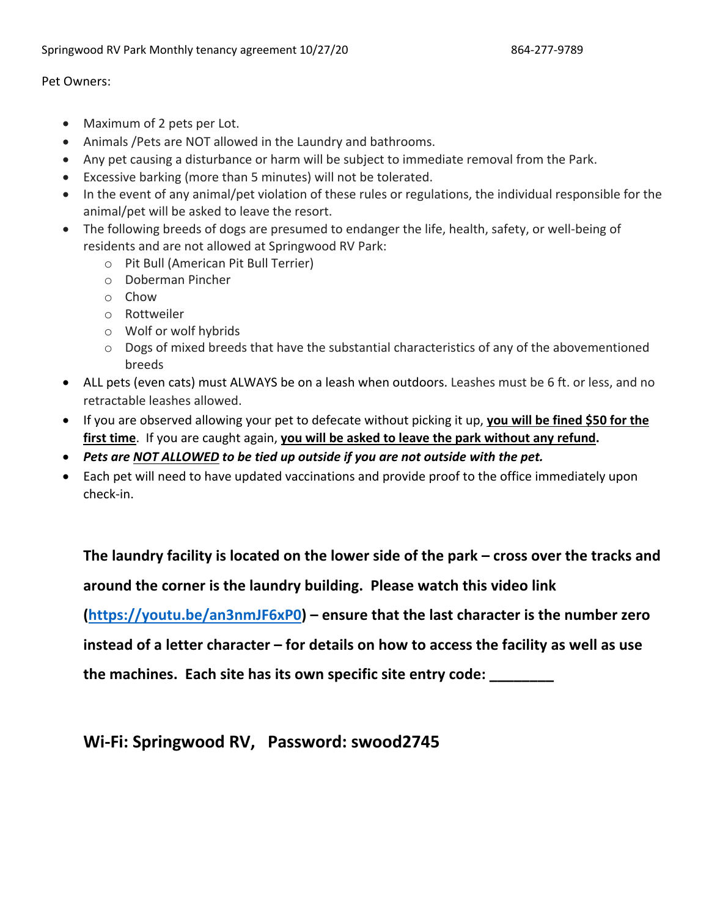Pet Owners:

- Maximum of 2 pets per Lot.
- Animals /Pets are NOT allowed in the Laundry and bathrooms.
- Any pet causing a disturbance or harm will be subject to immediate removal from the Park.
- Excessive barking (more than 5 minutes) will not be tolerated.
- In the event of any animal/pet violation of these rules or regulations, the individual responsible for the animal/pet will be asked to leave the resort.
- The following breeds of dogs are presumed to endanger the life, health, safety, or well-being of residents and are not allowed at Springwood RV Park:
    - Pit Bull (American Pit Bull Terrier)
    - Doberman Pincher
    - Chow
    - Rottweiler
    - Wolf or wolf hybrids
    - Dogs of mixed breeds that have the substantial characteristics of any of the abovementioned breeds
- ALL pets (even cats) must ALWAYS be on a leash when outdoors. Leashes must be 6 ft. or less, and no retractable leashes allowed.
- If you are observed allowing your pet to defecate without picking it up, **<u>you will be fined $50 for the first time</u>**. If you are caught again, **<u>you will be asked to leave the park without any refund</u>**.
- ***Pets are <u>NOT ALLOWED</u> to be tied up outside if you are not outside with the pet.***
- Each pet will need to have updated vaccinations and provide proof to the office immediately upon check-in.

**The laundry facility is located on the lower side of the park – cross over the tracks and around the corner is the laundry building. Please watch this video link ([https://youtu.be/an3nmJF6xP0](https://youtu.be/an3nmJF6xP0)) – ensure that the last character is the number zero instead of a letter character – for details on how to access the facility as well as use the machines. Each site has its own specific site entry code: ________**

## Wi-Fi: Springwood RV, Password: swood2745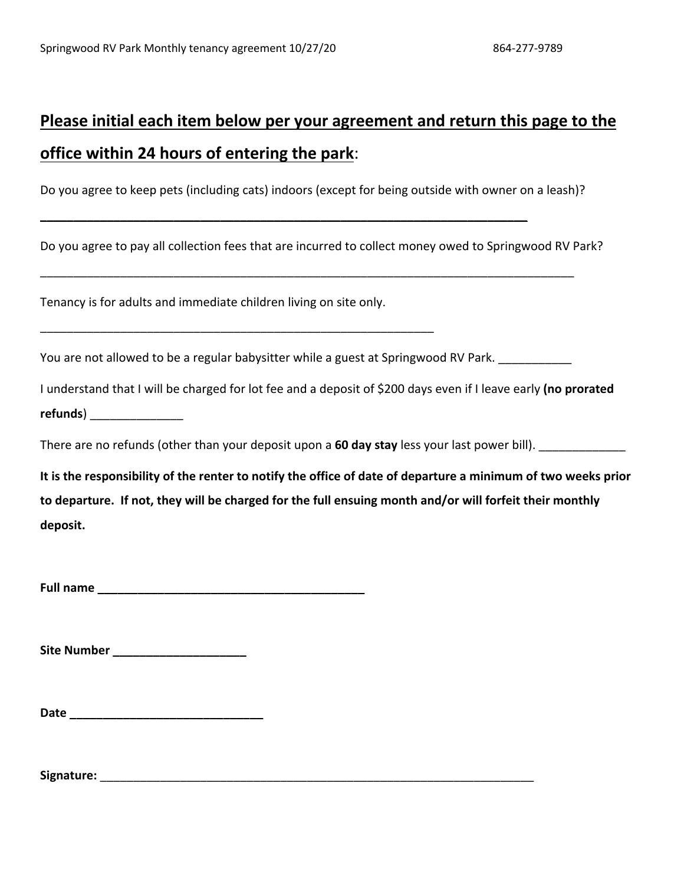## **Please initial each item below per your agreement and return this page to the office within 24 hours of entering the park**:

Do you agree to keep pets (including cats) indoors (except for being outside with owner on a leash)?

___________________________________________________________________________

Do you agree to pay all collection fees that are incurred to collect money owed to Springwood RV Park?

___________________________________________________________________________

Tenancy is for adults and immediate children living on site only.

___________________________________________________________

You are not allowed to be a regular babysitter while a guest at Springwood RV Park. ___________

I understand that I will be charged for lot fee and a deposit of $200 days even if I leave early **(no prorated refunds**) ______________

There are no refunds (other than your deposit upon a **60 day stay** less your last power bill). _____________

**It is the responsibility of the renter to notify the office of date of departure a minimum of two weeks prior to departure. If not, they will be charged for the full ensuing month and/or will forfeit their monthly deposit.**

**Full name __________________________________________**

**Site Number ____________________**

**Date ______________________________**

**Signature:** ____________________________________________________________________